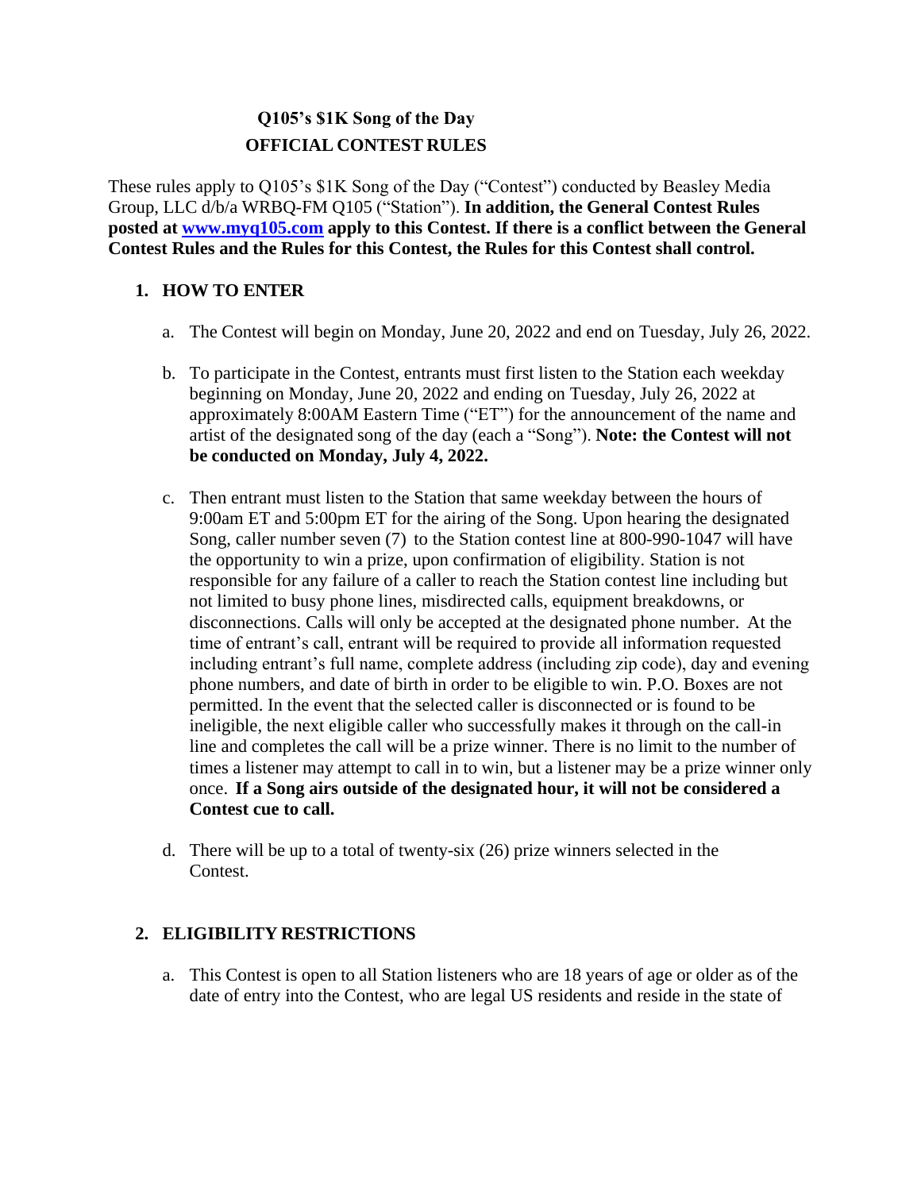# Q105's $1K Song of the Day
# OFFICIAL CONTEST RULES

These rules apply to Q105's $1K Song of the Day ("Contest") conducted by Beasley Media Group, LLC d/b/a WRBQ-FM Q105 ("Station"). **In addition, the General Contest Rules posted at [www.myq105.com](www.myq105.com) apply to this Contest. If there is a conflict between the General Contest Rules and the Rules for this Contest, the Rules for this Contest shall control.**

## 1. HOW TO ENTER

a. The Contest will begin on Monday, June 20, 2022 and end on Tuesday, July 26, 2022.

b. To participate in the Contest, entrants must first listen to the Station each weekday beginning on Monday, June 20, 2022 and ending on Tuesday, July 26, 2022 at approximately 8:00AM Eastern Time ("ET") for the announcement of the name and artist of the designated song of the day (each a "Song"). **Note: the Contest will not be conducted on Monday, July 4, 2022.**

c. Then entrant must listen to the Station that same weekday between the hours of 9:00am ET and 5:00pm ET for the airing of the Song. Upon hearing the designated Song, caller number seven (7) to the Station contest line at 800-990-1047 will have the opportunity to win a prize, upon confirmation of eligibility. Station is not responsible for any failure of a caller to reach the Station contest line including but not limited to busy phone lines, misdirected calls, equipment breakdowns, or disconnections. Calls will only be accepted at the designated phone number. At the time of entrant's call, entrant will be required to provide all information requested including entrant's full name, complete address (including zip code), day and evening phone numbers, and date of birth in order to be eligible to win. P.O. Boxes are not permitted. In the event that the selected caller is disconnected or is found to be ineligible, the next eligible caller who successfully makes it through on the call-in line and completes the call will be a prize winner. There is no limit to the number of times a listener may attempt to call in to win, but a listener may be a prize winner only once. **If a Song airs outside of the designated hour, it will not be considered a Contest cue to call.**

d. There will be up to a total of twenty-six (26) prize winners selected in the Contest.

## 2. ELIGIBILITY RESTRICTIONS

a. This Contest is open to all Station listeners who are 18 years of age or older as of the date of entry into the Contest, who are legal US residents and reside in the state of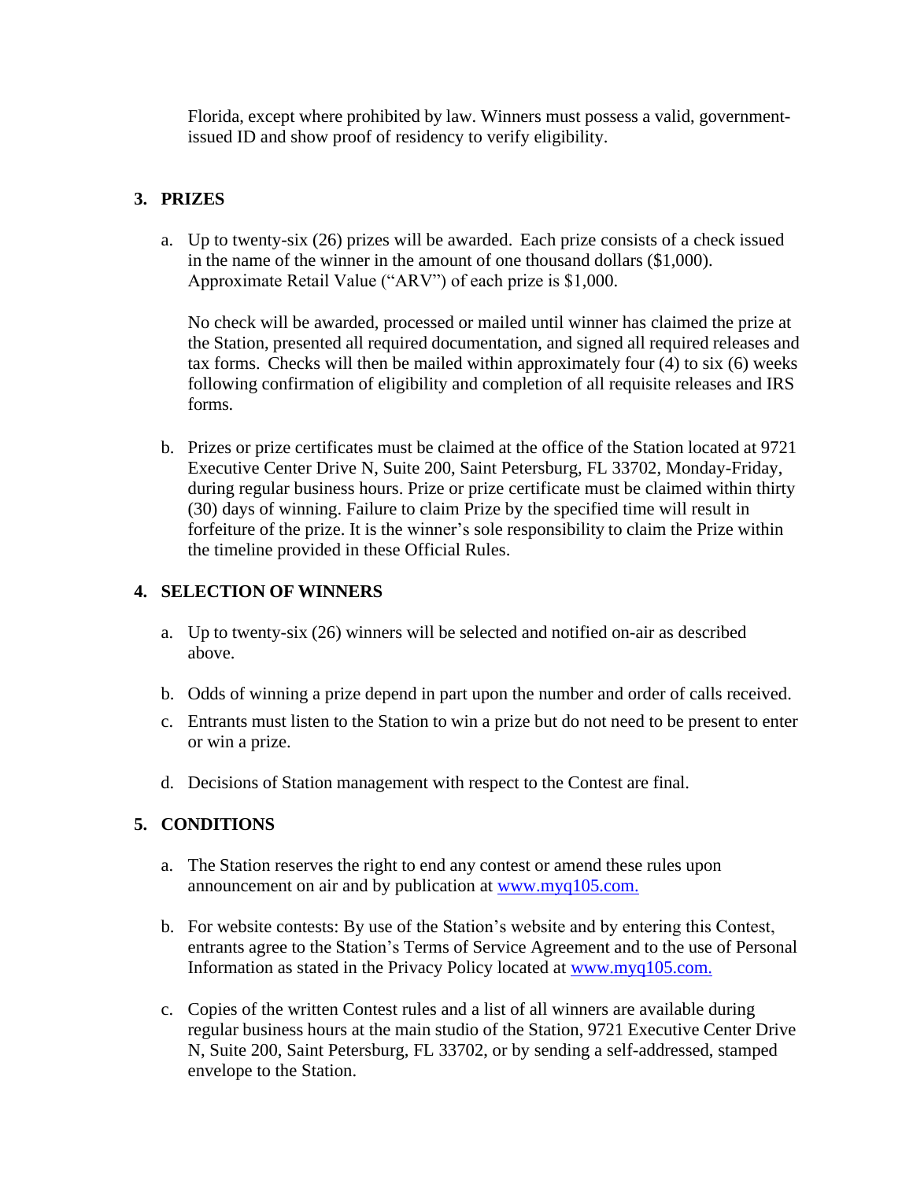Florida, except where prohibited by law. Winners must possess a valid, government-issued ID and show proof of residency to verify eligibility.

**3. PRIZES**

a. Up to twenty-six (26) prizes will be awarded. Each prize consists of a check issued in the name of the winner in the amount of one thousand dollars ($1,000). Approximate Retail Value ("ARV") of each prize is $1,000.

   No check will be awarded, processed or mailed until winner has claimed the prize at the Station, presented all required documentation, and signed all required releases and tax forms. Checks will then be mailed within approximately four (4) to six (6) weeks following confirmation of eligibility and completion of all requisite releases and IRS forms.

b. Prizes or prize certificates must be claimed at the office of the Station located at 9721 Executive Center Drive N, Suite 200, Saint Petersburg, FL 33702, Monday-Friday, during regular business hours. Prize or prize certificate must be claimed within thirty (30) days of winning. Failure to claim Prize by the specified time will result in forfeiture of the prize. It is the winner's sole responsibility to claim the Prize within the timeline provided in these Official Rules.

**4. SELECTION OF WINNERS**

a. Up to twenty-six (26) winners will be selected and notified on-air as described above.

b. Odds of winning a prize depend in part upon the number and order of calls received.

c. Entrants must listen to the Station to win a prize but do not need to be present to enter or win a prize.

d. Decisions of Station management with respect to the Contest are final.

**5. CONDITIONS**

a. The Station reserves the right to end any contest or amend these rules upon announcement on air and by publication at www.myq105.com.

b. For website contests: By use of the Station's website and by entering this Contest, entrants agree to the Station's Terms of Service Agreement and to the use of Personal Information as stated in the Privacy Policy located at www.myq105.com.

c. Copies of the written Contest rules and a list of all winners are available during regular business hours at the main studio of the Station, 9721 Executive Center Drive N, Suite 200, Saint Petersburg, FL 33702, or by sending a self-addressed, stamped envelope to the Station.